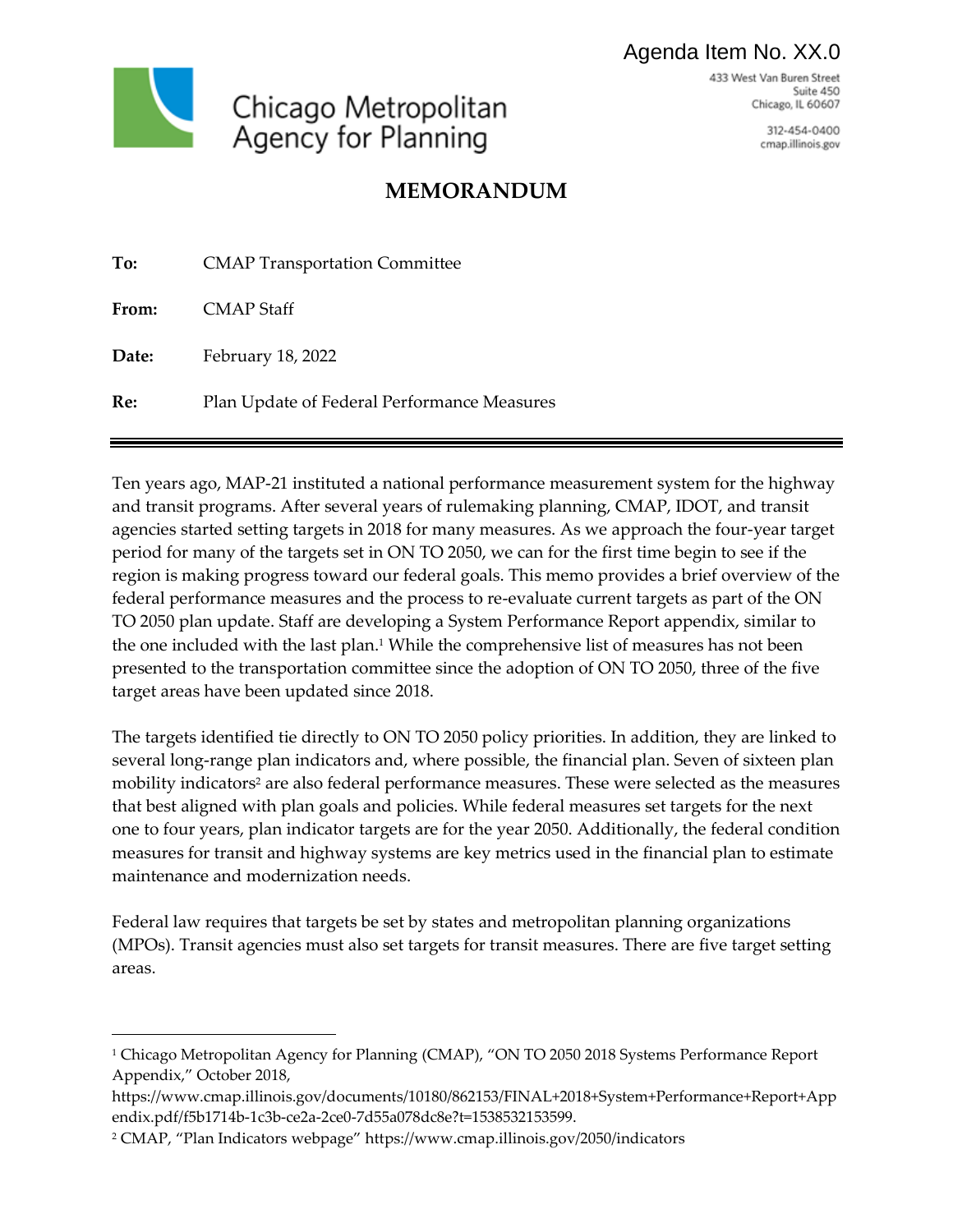Agenda Item No. XX.0

Chicago Metropolitan Agency for Planning

433 West Van Buren Street
Suite 450
Chicago, IL 60607

312-454-0400
cmap.illinois.gov

# MEMORANDUM

**To:** CMAP Transportation Committee

**From:** CMAP Staff

**Date:** February 18, 2022

**Re:** Plan Update of Federal Performance Measures

---

Ten years ago, MAP-21 instituted a national performance measurement system for the highway and transit programs. After several years of rulemaking planning, CMAP, IDOT, and transit agencies started setting targets in 2018 for many measures. As we approach the four-year target period for many of the targets set in ON TO 2050, we can for the first time begin to see if the region is making progress toward our federal goals. This memo provides a brief overview of the federal performance measures and the process to re-evaluate current targets as part of the ON TO 2050 plan update. Staff are developing a System Performance Report appendix, similar to the one included with the last plan.[1] While the comprehensive list of measures has not been presented to the transportation committee since the adoption of ON TO 2050, three of the five target areas have been updated since 2018.

The targets identified tie directly to ON TO 2050 policy priorities. In addition, they are linked to several long-range plan indicators and, where possible, the financial plan. Seven of sixteen plan mobility indicators[2] are also federal performance measures. These were selected as the measures that best aligned with plan goals and policies. While federal measures set targets for the next one to four years, plan indicator targets are for the year 2050. Additionally, the federal condition measures for transit and highway systems are key metrics used in the financial plan to estimate maintenance and modernization needs.

Federal law requires that targets be set by states and metropolitan planning organizations (MPOs). Transit agencies must also set targets for transit measures. There are five target setting areas.

---

[1] Chicago Metropolitan Agency for Planning (CMAP), "ON TO 2050 2018 Systems Performance Report Appendix," October 2018, https://www.cmap.illinois.gov/documents/10180/862153/FINAL+2018+System+Performance+Report+Appendix.pdf/f5b1714b-1c3b-ce2a-2ce0-7d55a078dc8e?t=1538532153599.

[2] CMAP, "Plan Indicators webpage" https://www.cmap.illinois.gov/2050/indicators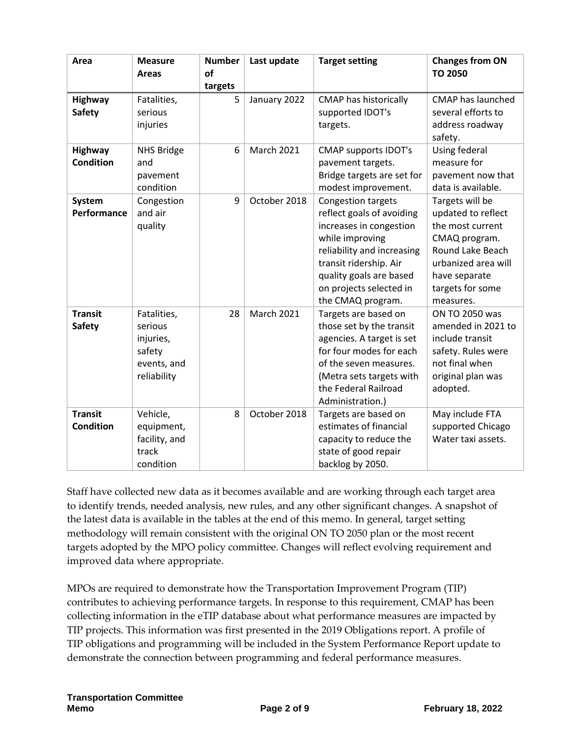| Area | Measure Areas | Number of targets | Last update | Target setting | Changes from ON TO 2050 |
|---|---|---|---|---|---|
| **Highway Safety** | Fatalities, serious injuries | 5 | January 2022 | CMAP has historically supported IDOT's targets. | CMAP has launched several efforts to address roadway safety. |
| **Highway Condition** | NHS Bridge and pavement condition | 6 | March 2021 | CMAP supports IDOT's pavement targets. Bridge targets are set for modest improvement. | Using federal measure for pavement now that data is available. |
| **System Performance** | Congestion and air quality | 9 | October 2018 | Congestion targets reflect goals of avoiding increases in congestion while improving reliability and increasing transit ridership. Air quality goals are based on projects selected in the CMAQ program. | Targets will be updated to reflect the most current CMAQ program. Round Lake Beach urbanized area will have separate targets for some measures. |
| **Transit Safety** | Fatalities, serious injuries, safety events, and reliability | 28 | March 2021 | Targets are based on those set by the transit agencies. A target is set for four modes for each of the seven measures. (Metra sets targets with the Federal Railroad Administration.) | ON TO 2050 was amended in 2021 to include transit safety. Rules were not final when original plan was adopted. |
| **Transit Condition** | Vehicle, equipment, facility, and track condition | 8 | October 2018 | Targets are based on estimates of financial capacity to reduce the state of good repair backlog by 2050. | May include FTA supported Chicago Water taxi assets. |

Staff have collected new data as it becomes available and are working through each target area to identify trends, needed analysis, new rules, and any other significant changes. A snapshot of the latest data is available in the tables at the end of this memo. In general, target setting methodology will remain consistent with the original ON TO 2050 plan or the most recent targets adopted by the MPO policy committee. Changes will reflect evolving requirement and improved data where appropriate.

MPOs are required to demonstrate how the Transportation Improvement Program (TIP) contributes to achieving performance targets. In response to this requirement, CMAP has been collecting information in the eTIP database about what performance measures are impacted by TIP projects. This information was first presented in the 2019 Obligations report. A profile of TIP obligations and programming will be included in the System Performance Report update to demonstrate the connection between programming and federal performance measures.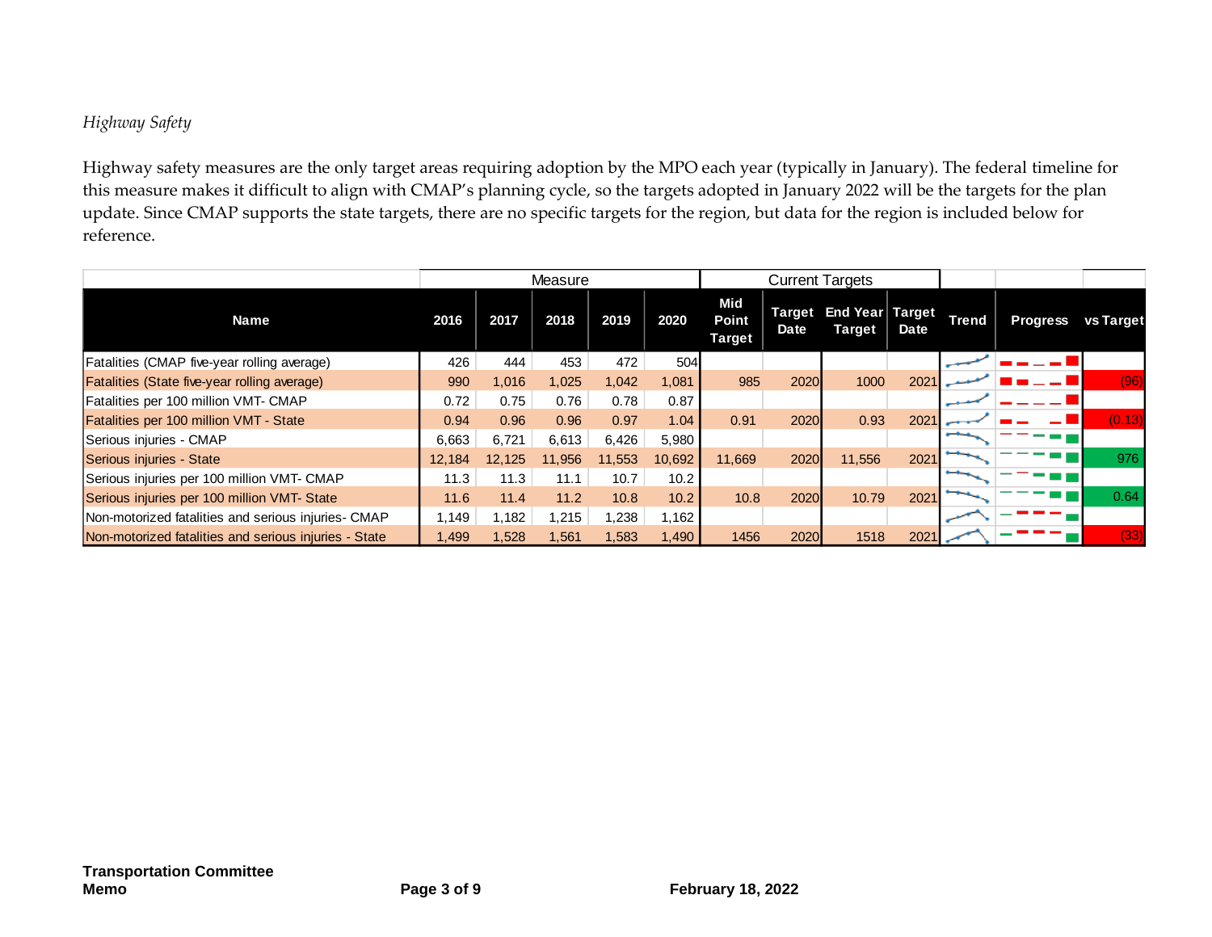*Highway Safety*

Highway safety measures are the only target areas requiring adoption by the MPO each year (typically in January). The federal timeline for this measure makes it difficult to align with CMAP's planning cycle, so the targets adopted in January 2022 will be the targets for the plan update. Since CMAP supports the state targets, there are no specific targets for the region, but data for the region is included below for reference.

| | Measure | | | | | Current Targets | | | | | | |
|---|---|---|---|---|---|---|---|---|---|---|---|---|
| **Name** | **2016** | **2017** | **2018** | **2019** | **2020** | **Mid Point Target** | **Target Date** | **End Year Target** | **Target Date** | **Trend** | **Progress** | **vs Target** |
| Fatalities (CMAP five-year rolling average) | 426 | 444 | 453 | 472 | 504 | | | | | | | |
| Fatalities (State five-year rolling average) | 990 | 1,016 | 1,025 | 1,042 | 1,081 | 985 | 2020 | 1000 | 2021 | | | (96) |
| Fatalities per 100 million VMT- CMAP | 0.72 | 0.75 | 0.76 | 0.78 | 0.87 | | | | | | | |
| Fatalities per 100 million VMT - State | 0.94 | 0.96 | 0.96 | 0.97 | 1.04 | 0.91 | 2020 | 0.93 | 2021 | | | (0.13) |
| Serious injuries - CMAP | 6,663 | 6,721 | 6,613 | 6,426 | 5,980 | | | | | | | |
| Serious injuries - State | 12,184 | 12,125 | 11,956 | 11,553 | 10,692 | 11,669 | 2020 | 11,556 | 2021 | | | 976 |
| Serious injuries per 100 million VMT- CMAP | 11.3 | 11.3 | 11.1 | 10.7 | 10.2 | | | | | | | |
| Serious injuries per 100 million VMT- State | 11.6 | 11.4 | 11.2 | 10.8 | 10.2 | 10.8 | 2020 | 10.79 | 2021 | | | 0.64 |
| Non-motorized fatalities and serious injuries- CMAP | 1,149 | 1,182 | 1,215 | 1,238 | 1,162 | | | | | | | |
| Non-motorized fatalities and serious injuries - State | 1,499 | 1,528 | 1,561 | 1,583 | 1,490 | 1456 | 2020 | 1518 | 2021 | | | (33) |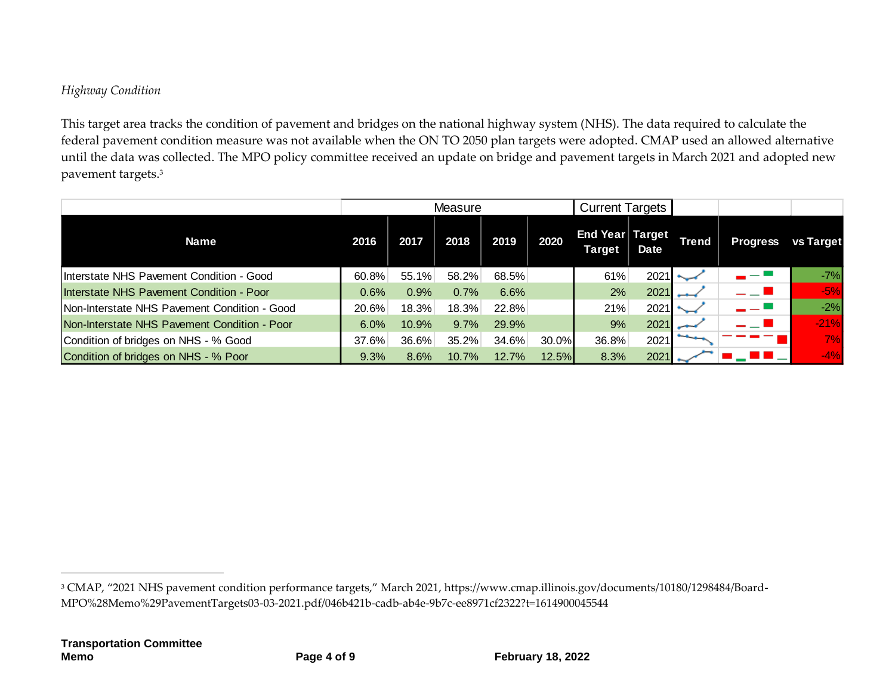*Highway Condition*

This target area tracks the condition of pavement and bridges on the national highway system (NHS). The data required to calculate the federal pavement condition measure was not available when the ON TO 2050 plan targets were adopted. CMAP used an allowed alternative until the data was collected. The MPO policy committee received an update on bridge and pavement targets in March 2021 and adopted new pavement targets.[3]

| | Measure | | | | | Current Targets | | | | |
|---|---|---|---|---|---|---|---|---|---|---|
| **Name** | **2016** | **2017** | **2018** | **2019** | **2020** | **End Year Target** | **Target Date** | **Trend** | **Progress** | **vs Target** |
| Interstate NHS Pavement Condition - Good | 60.8% | 55.1% | 58.2% | 68.5% | | 61% | 2021 | | | -7% |
| Interstate NHS Pavement Condition - Poor | 0.6% | 0.9% | 0.7% | 6.6% | | 2% | 2021 | | | -5% |
| Non-Interstate NHS Pavement Condition - Good | 20.6% | 18.3% | 18.3% | 22.8% | | 21% | 2021 | | | -2% |
| Non-Interstate NHS Pavement Condition - Poor | 6.0% | 10.9% | 9.7% | 29.9% | | 9% | 2021 | | | -21% |
| Condition of bridges on NHS - % Good | 37.6% | 36.6% | 35.2% | 34.6% | 30.0% | 36.8% | 2021 | | | 7% |
| Condition of bridges on NHS - % Poor | 9.3% | 8.6% | 10.7% | 12.7% | 12.5% | 8.3% | 2021 | | | -4% |

---

[3] CMAP, "2021 NHS pavement condition performance targets," March 2021, https://www.cmap.illinois.gov/documents/10180/1298484/Board-MPO%28Memo%29PavementTargets03-03-2021.pdf/046b421b-cadb-ab4e-9b7c-ee8971cf2322?t=1614900045544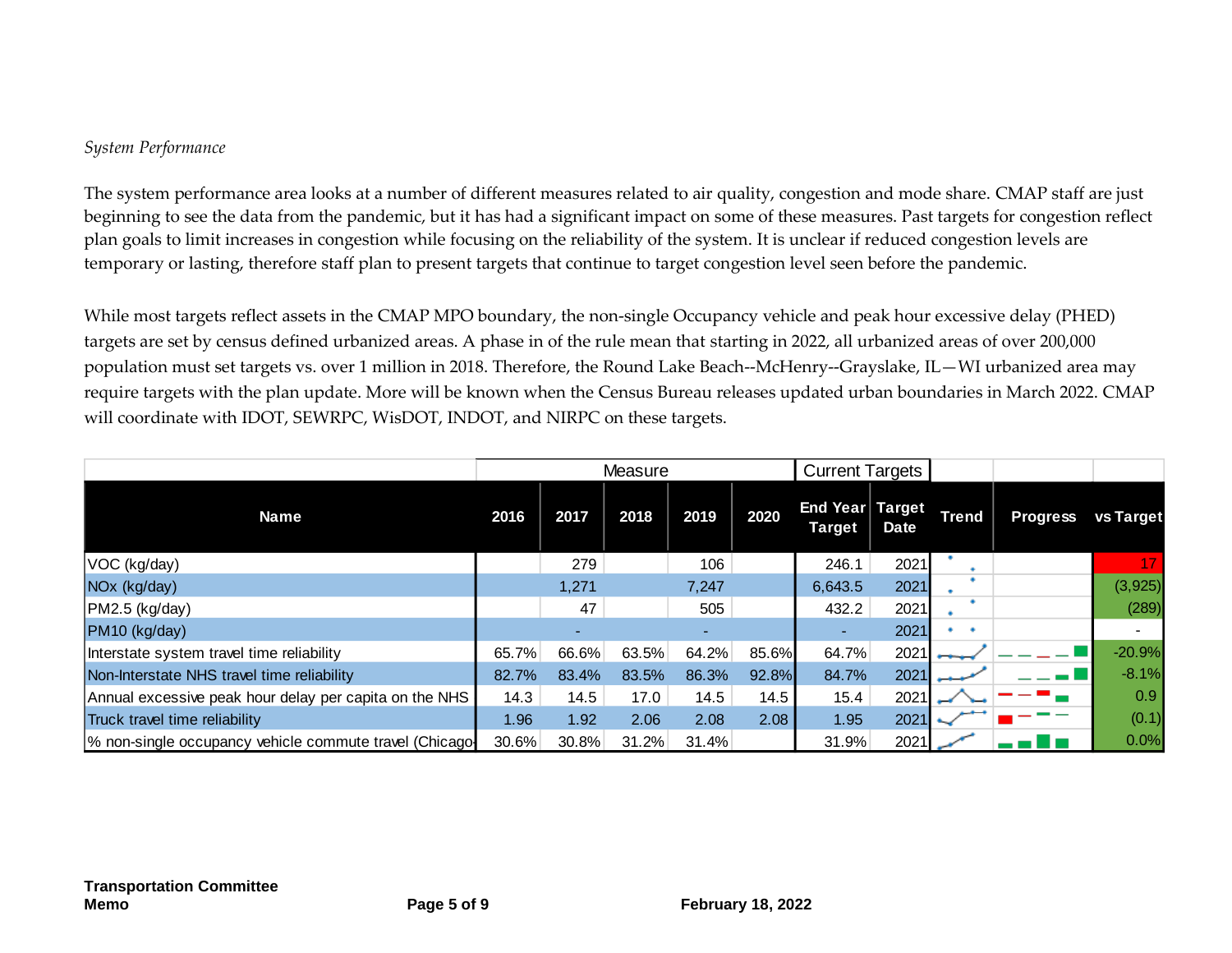*System Performance*

The system performance area looks at a number of different measures related to air quality, congestion and mode share. CMAP staff are just beginning to see the data from the pandemic, but it has had a significant impact on some of these measures. Past targets for congestion reflect plan goals to limit increases in congestion while focusing on the reliability of the system. It is unclear if reduced congestion levels are temporary or lasting, therefore staff plan to present targets that continue to target congestion level seen before the pandemic.

While most targets reflect assets in the CMAP MPO boundary, the non-single Occupancy vehicle and peak hour excessive delay (PHED) targets are set by census defined urbanized areas. A phase in of the rule mean that starting in 2022, all urbanized areas of over 200,000 population must set targets vs. over 1 million in 2018. Therefore, the Round Lake Beach--McHenry--Grayslake, IL—WI urbanized area may require targets with the plan update. More will be known when the Census Bureau releases updated urban boundaries in March 2022. CMAP will coordinate with IDOT, SEWRPC, WisDOT, INDOT, and NIRPC on these targets.

| | Measure | | | | | Current Targets | | | | |
|---|---|---|---|---|---|---|---|---|---|---|
| **Name** | **2016** | **2017** | **2018** | **2019** | **2020** | **End Year Target** | **Target Date** | **Trend** | **Progress** | **vs Target** |
| VOC (kg/day) | | 279 | | 106 | | 246.1 | 2021 | | | 17 |
| NOx (kg/day) | | 1,271 | | 7,247 | | 6,643.5 | 2021 | | | (3,925) |
| PM2.5 (kg/day) | | 47 | | 505 | | 432.2 | 2021 | | | (289) |
| PM10 (kg/day) | | - | | - | | - | 2021 | | | - |
| Interstate system travel time reliability | 65.7% | 66.6% | 63.5% | 64.2% | 85.6% | 64.7% | 2021 | | | -20.9% |
| Non-Interstate NHS travel time reliability | 82.7% | 83.4% | 83.5% | 86.3% | 92.8% | 84.7% | 2021 | | | -8.1% |
| Annual excessive peak hour delay per capita on the NHS | 14.3 | 14.5 | 17.0 | 14.5 | 14.5 | 15.4 | 2021 | | | 0.9 |
| Truck travel time reliability | 1.96 | 1.92 | 2.06 | 2.08 | 2.08 | 1.95 | 2021 | | | (0.1) |
| % non-single occupancy vehicle commute travel (Chicago- | 30.6% | 30.8% | 31.2% | 31.4% | | 31.9% | 2021 | | | 0.0% |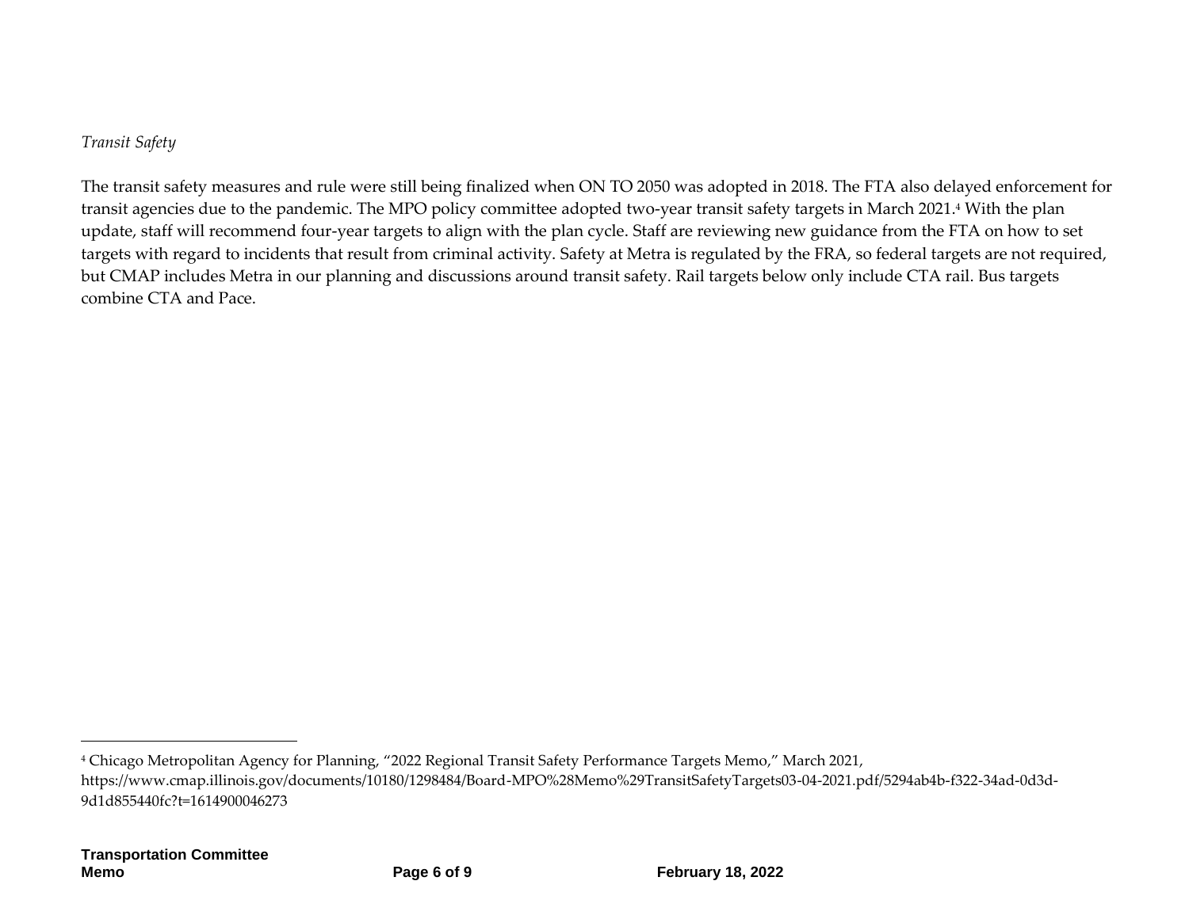*Transit Safety*

The transit safety measures and rule were still being finalized when ON TO 2050 was adopted in 2018. The FTA also delayed enforcement for transit agencies due to the pandemic. The MPO policy committee adopted two-year transit safety targets in March 2021.[4] With the plan update, staff will recommend four-year targets to align with the plan cycle. Staff are reviewing new guidance from the FTA on how to set targets with regard to incidents that result from criminal activity. Safety at Metra is regulated by the FRA, so federal targets are not required, but CMAP includes Metra in our planning and discussions around transit safety. Rail targets below only include CTA rail. Bus targets combine CTA and Pace.

---

[4] Chicago Metropolitan Agency for Planning, "2022 Regional Transit Safety Performance Targets Memo," March 2021, https://www.cmap.illinois.gov/documents/10180/1298484/Board-MPO%28Memo%29TransitSafetyTargets03-04-2021.pdf/5294ab4b-f322-34ad-0d3d-9d1d855440fc?t=1614900046273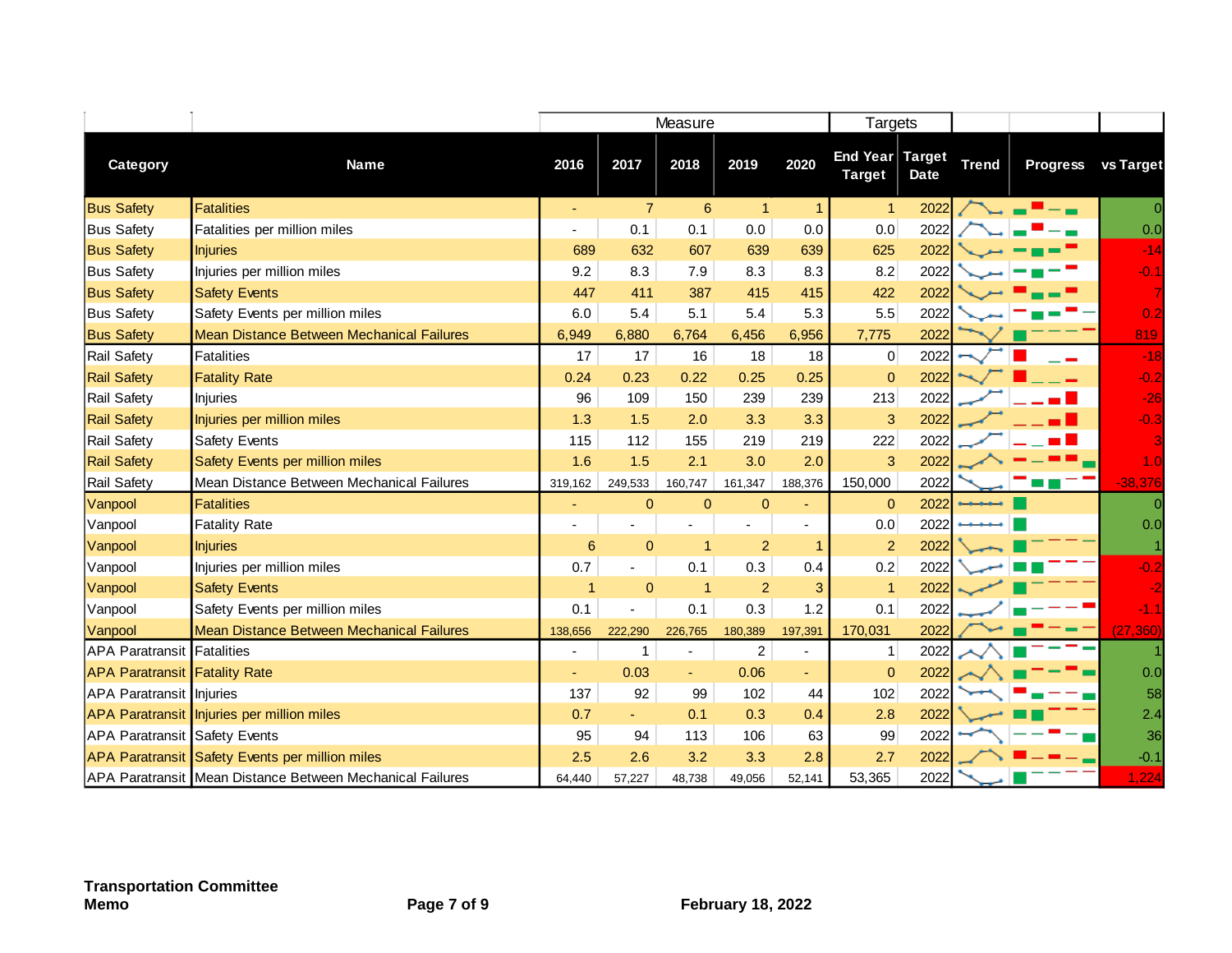| | | Measure | | | | | Targets | | | | |
|---|---|---|---|---|---|---|---|---|---|---|---|
| **Category** | **Name** | **2016** | **2017** | **2018** | **2019** | **2020** | **End Year Target** | **Target Date** | **Trend** | **Progress** | **vs Target** |
| Bus Safety | Fatalities | - | 7 | 6 | 1 | 1 | 1 | 2022 | | | 0 |
| Bus Safety | Fatalities per million miles | - | 0.1 | 0.1 | 0.0 | 0.0 | 0.0 | 2022 | | | 0.0 |
| Bus Safety | Injuries | 689 | 632 | 607 | 639 | 639 | 625 | 2022 | | | -14 |
| Bus Safety | Injuries per million miles | 9.2 | 8.3 | 7.9 | 8.3 | 8.3 | 8.2 | 2022 | | | -0.1 |
| Bus Safety | Safety Events | 447 | 411 | 387 | 415 | 415 | 422 | 2022 | | | 7 |
| Bus Safety | Safety Events per million miles | 6.0 | 5.4 | 5.1 | 5.4 | 5.3 | 5.5 | 2022 | | | 0.2 |
| Bus Safety | Mean Distance Between Mechanical Failures | 6,949 | 6,880 | 6,764 | 6,456 | 6,956 | 7,775 | 2022 | | | 819 |
| Rail Safety | Fatalities | 17 | 17 | 16 | 18 | 18 | 0 | 2022 | | | -18 |
| Rail Safety | Fatality Rate | 0.24 | 0.23 | 0.22 | 0.25 | 0.25 | 0 | 2022 | | | -0.2 |
| Rail Safety | Injuries | 96 | 109 | 150 | 239 | 239 | 213 | 2022 | | | -26 |
| Rail Safety | Injuries per million miles | 1.3 | 1.5 | 2.0 | 3.3 | 3.3 | 3 | 2022 | | | -0.3 |
| Rail Safety | Safety Events | 115 | 112 | 155 | 219 | 219 | 222 | 2022 | | | 3 |
| Rail Safety | Safety Events per million miles | 1.6 | 1.5 | 2.1 | 3.0 | 2.0 | 3 | 2022 | | | 1.0 |
| Rail Safety | Mean Distance Between Mechanical Failures | 319,162 | 249,533 | 160,747 | 161,347 | 188,376 | 150,000 | 2022 | | | -38,376 |
| Vanpool | Fatalities | - | 0 | 0 | 0 | - | 0 | 2022 | | | 0 |
| Vanpool | Fatality Rate | - | - | - | - | - | 0.0 | 2022 | | | 0.0 |
| Vanpool | Injuries | 6 | 0 | 1 | 2 | 1 | 2 | 2022 | | | 1 |
| Vanpool | Injuries per million miles | 0.7 | - | 0.1 | 0.3 | 0.4 | 0.2 | 2022 | | | -0.2 |
| Vanpool | Safety Events | 1 | 0 | 1 | 2 | 3 | 1 | 2022 | | | -2 |
| Vanpool | Safety Events per million miles | 0.1 | - | 0.1 | 0.3 | 1.2 | 0.1 | 2022 | | | -1.1 |
| Vanpool | Mean Distance Between Mechanical Failures | 138,656 | 222,290 | 226,765 | 180,389 | 197,391 | 170,031 | 2022 | | | (27,360) |
| APA Paratransit | Fatalities | - | 1 | - | 2 | - | 1 | 2022 | | | 1 |
| APA Paratransit | Fatality Rate | - | 0.03 | - | 0.06 | - | 0 | 2022 | | | 0.0 |
| APA Paratransit | Injuries | 137 | 92 | 99 | 102 | 44 | 102 | 2022 | | | 58 |
| APA Paratransit | Injuries per million miles | 0.7 | - | 0.1 | 0.3 | 0.4 | 2.8 | 2022 | | | 2.4 |
| APA Paratransit | Safety Events | 95 | 94 | 113 | 106 | 63 | 99 | 2022 | | | 36 |
| APA Paratransit | Safety Events per million miles | 2.5 | 2.6 | 3.2 | 3.3 | 2.8 | 2.7 | 2022 | | | -0.1 |
| APA Paratransit | Mean Distance Between Mechanical Failures | 64,440 | 57,227 | 48,738 | 49,056 | 52,141 | 53,365 | 2022 | | | 1,224 |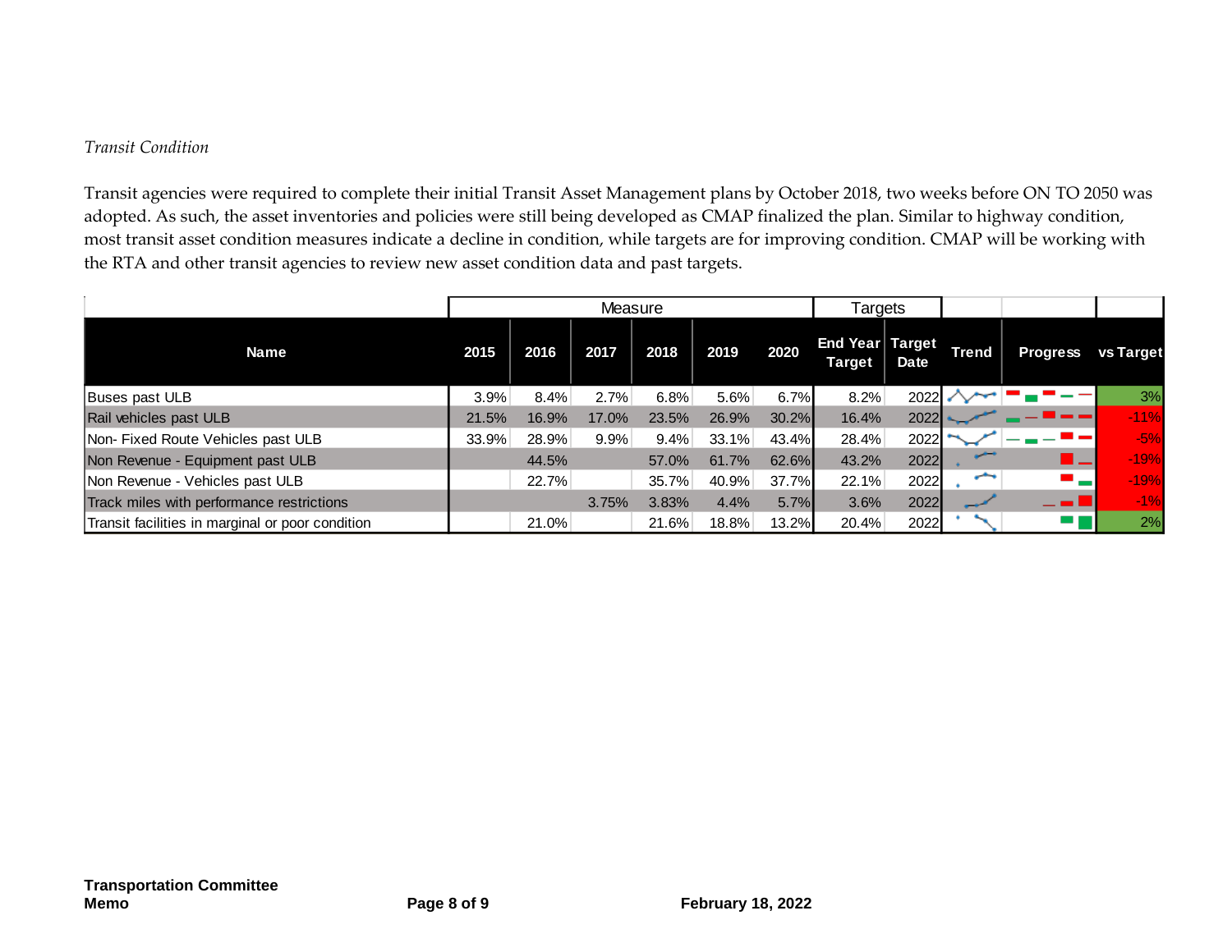*Transit Condition*

Transit agencies were required to complete their initial Transit Asset Management plans by October 2018, two weeks before ON TO 2050 was adopted. As such, the asset inventories and policies were still being developed as CMAP finalized the plan. Similar to highway condition, most transit asset condition measures indicate a decline in condition, while targets are for improving condition. CMAP will be working with the RTA and other transit agencies to review new asset condition data and past targets.

| | Measure | | | | | | Targets | | | | |
|---|---|---|---|---|---|---|---|---|---|---|---|
| **Name** | **2015** | **2016** | **2017** | **2018** | **2019** | **2020** | **End Year Target** | **Target Date** | **Trend** | **Progress** | **vs Target** |
| Buses past ULB | 3.9% | 8.4% | 2.7% | 6.8% | 5.6% | 6.7% | 8.2% | 2022 | | | 3% |
| Rail vehicles past ULB | 21.5% | 16.9% | 17.0% | 23.5% | 26.9% | 30.2% | 16.4% | 2022 | | | -11% |
| Non- Fixed Route Vehicles past ULB | 33.9% | 28.9% | 9.9% | 9.4% | 33.1% | 43.4% | 28.4% | 2022 | | | -5% |
| Non Revenue - Equipment past ULB | | 44.5% | | 57.0% | 61.7% | 62.6% | 43.2% | 2022 | | | -19% |
| Non Revenue - Vehicles past ULB | | 22.7% | | 35.7% | 40.9% | 37.7% | 22.1% | 2022 | | | -19% |
| Track miles with performance restrictions | | | 3.75% | 3.83% | 4.4% | 5.7% | 3.6% | 2022 | | | -1% |
| Transit facilities in marginal or poor condition | | 21.0% | | 21.6% | 18.8% | 13.2% | 20.4% | 2022 | | | 2% |

**Transportation Committee Memo** **February 18, 2022**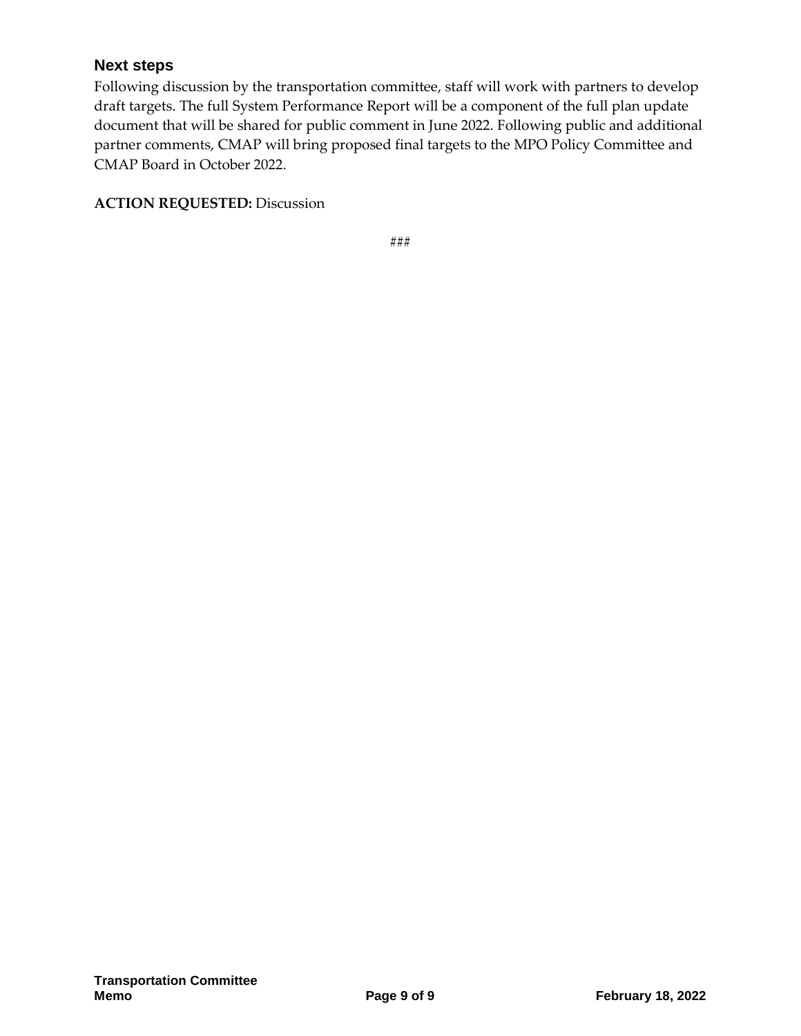## Next steps

Following discussion by the transportation committee, staff will work with partners to develop draft targets. The full System Performance Report will be a component of the full plan update document that will be shared for public comment in June 2022. Following public and additional partner comments, CMAP will bring proposed final targets to the MPO Policy Committee and CMAP Board in October 2022.

**ACTION REQUESTED:** Discussion

###